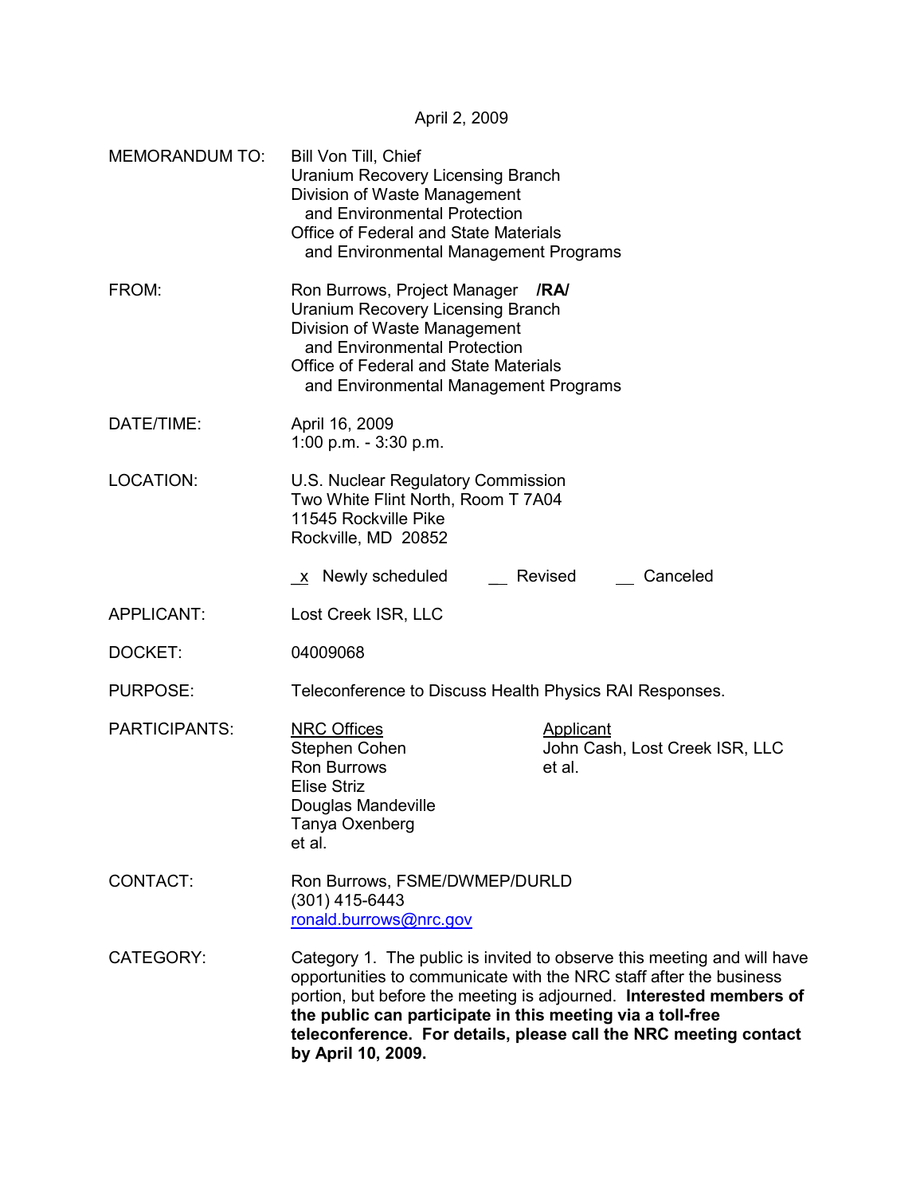April 2, 2009

MEMORANDUM TO: Bill Von Till, Chief
Uranium Recovery Licensing Branch
Division of Waste Management
and Environmental Protection
Office of Federal and State Materials
and Environmental Management Programs

FROM: Ron Burrows, Project Manager **/RA/**
Uranium Recovery Licensing Branch
Division of Waste Management
and Environmental Protection
Office of Federal and State Materials
and Environmental Management Programs

DATE/TIME: April 16, 2009
1:00 p.m. - 3:30 p.m.

LOCATION: U.S. Nuclear Regulatory Commission
Two White Flint North, Room T 7A04
11545 Rockville Pike
Rockville, MD 20852

x Newly scheduled __ Revised __ Canceled

APPLICANT: Lost Creek ISR, LLC

DOCKET: 04009068

PURPOSE: Teleconference to Discuss Health Physics RAI Responses.

PARTICIPANTS:

| NRC Offices | Applicant |
|---|---|
| Stephen Cohen | John Cash, Lost Creek ISR, LLC |
| Ron Burrows | et al. |
| Elise Striz | |
| Douglas Mandeville | |
| Tanya Oxenberg | |
| et al. | |

CONTACT: Ron Burrows, FSME/DWMEP/DURLD
(301) 415-6443
ronald.burrows@nrc.gov

CATEGORY: Category 1. The public is invited to observe this meeting and will have opportunities to communicate with the NRC staff after the business portion, but before the meeting is adjourned. **Interested members of the public can participate in this meeting via a toll-free teleconference. For details, please call the NRC meeting contact by April 10, 2009.**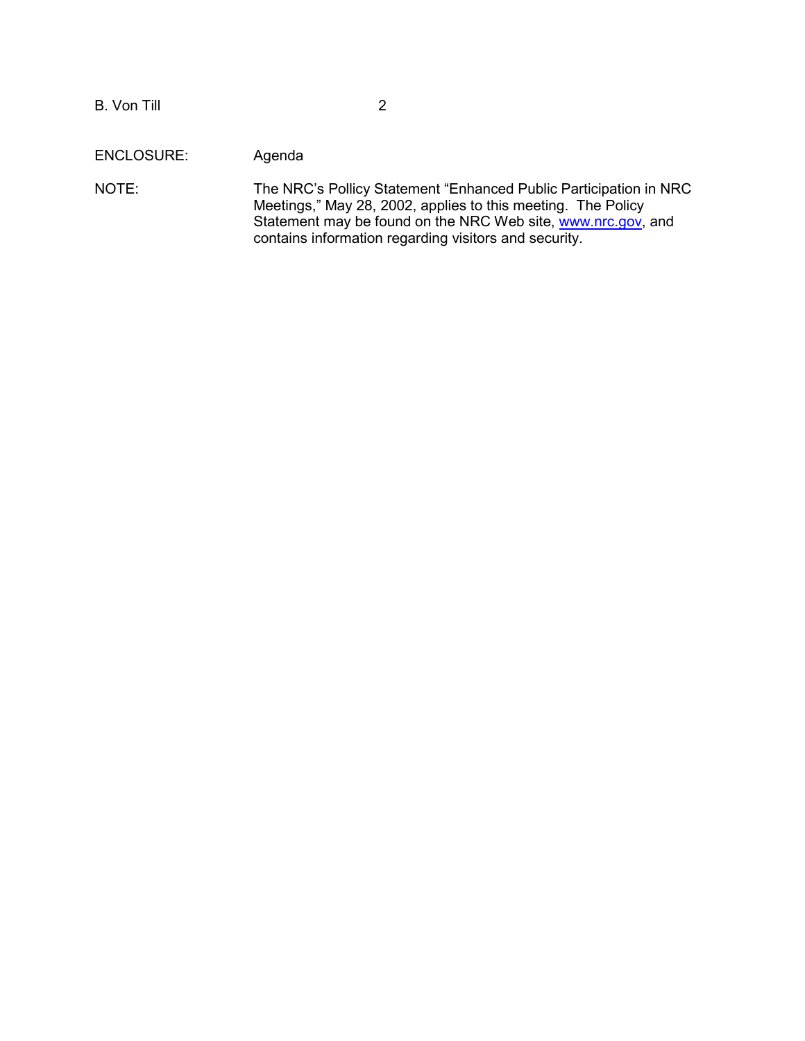ENCLOSURE: Agenda

NOTE: The NRC's Pollicy Statement "Enhanced Public Participation in NRC Meetings," May 28, 2002, applies to this meeting. The Policy Statement may be found on the NRC Web site, [www.nrc.gov](http://www.nrc.gov), and contains information regarding visitors and security.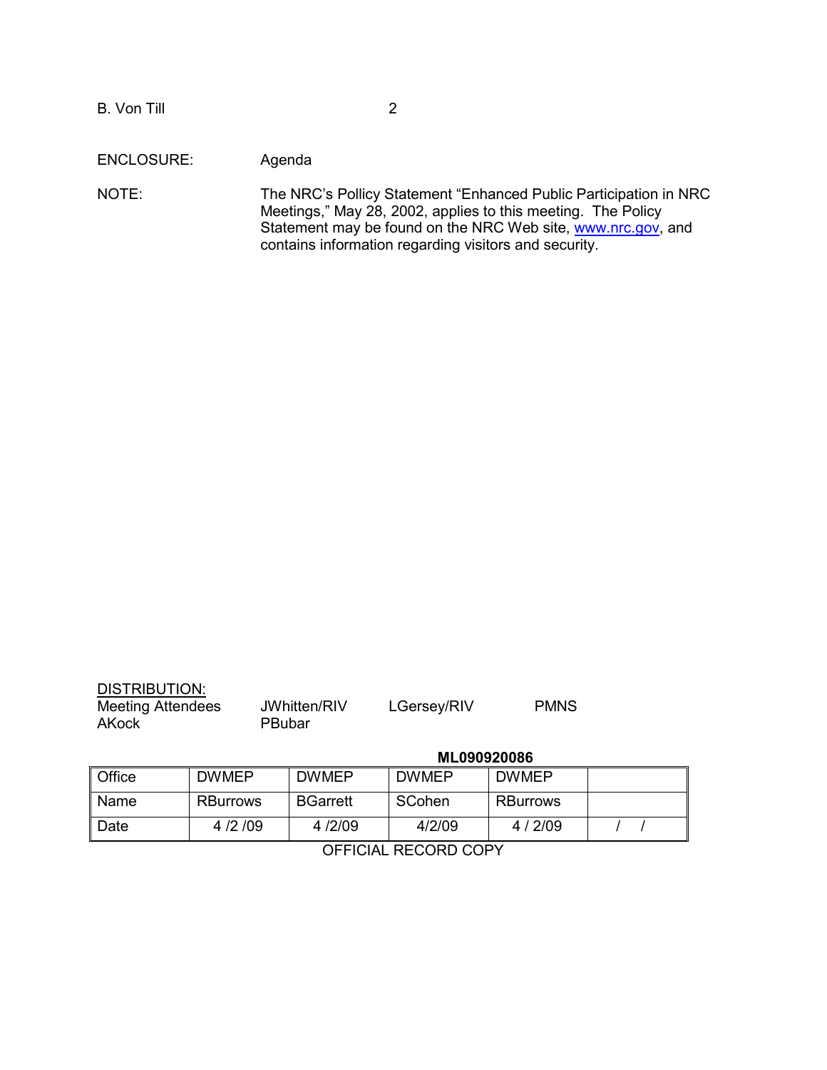ENCLOSURE: Agenda

NOTE: The NRC's Pollicy Statement "Enhanced Public Participation in NRC Meetings," May 28, 2002, applies to this meeting. The Policy Statement may be found on the NRC Web site, www.nrc.gov, and contains information regarding visitors and security.

DISTRIBUTION:

Meeting Attendees JWhitten/RIV LGersey/RIV PMNS
AKock PBubar

**ML090920086**

| Office | DWMEP | DWMEP | DWMEP | DWMEP | |
|---|---|---|---|---|---|
| Name | RBurrows | BGarrett | SCohen | RBurrows | |
| Date | 4 /2 /09 | 4 /2/09 | 4/2/09 | 4 / 2/09 | / / |

OFFICIAL RECORD COPY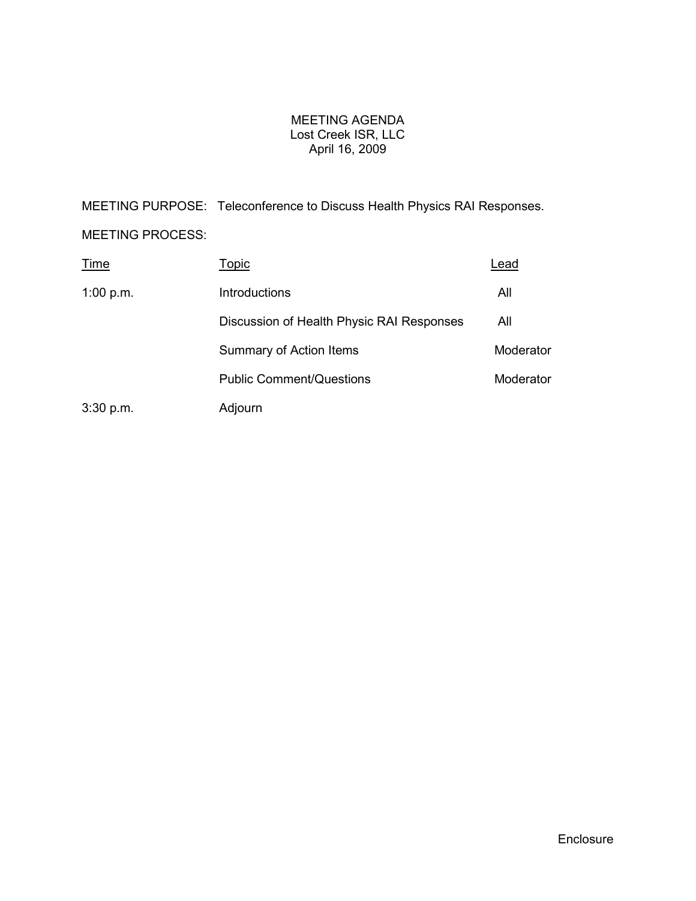MEETING AGENDA
Lost Creek ISR, LLC
April 16, 2009

MEETING PURPOSE: Teleconference to Discuss Health Physics RAI Responses.

MEETING PROCESS:

| Time | Topic | Lead |
|---|---|---|
| 1:00 p.m. | Introductions | All |
| | Discussion of Health Physic RAI Responses | All |
| | Summary of Action Items | Moderator |
| | Public Comment/Questions | Moderator |
| 3:30 p.m. | Adjourn | |

Enclosure